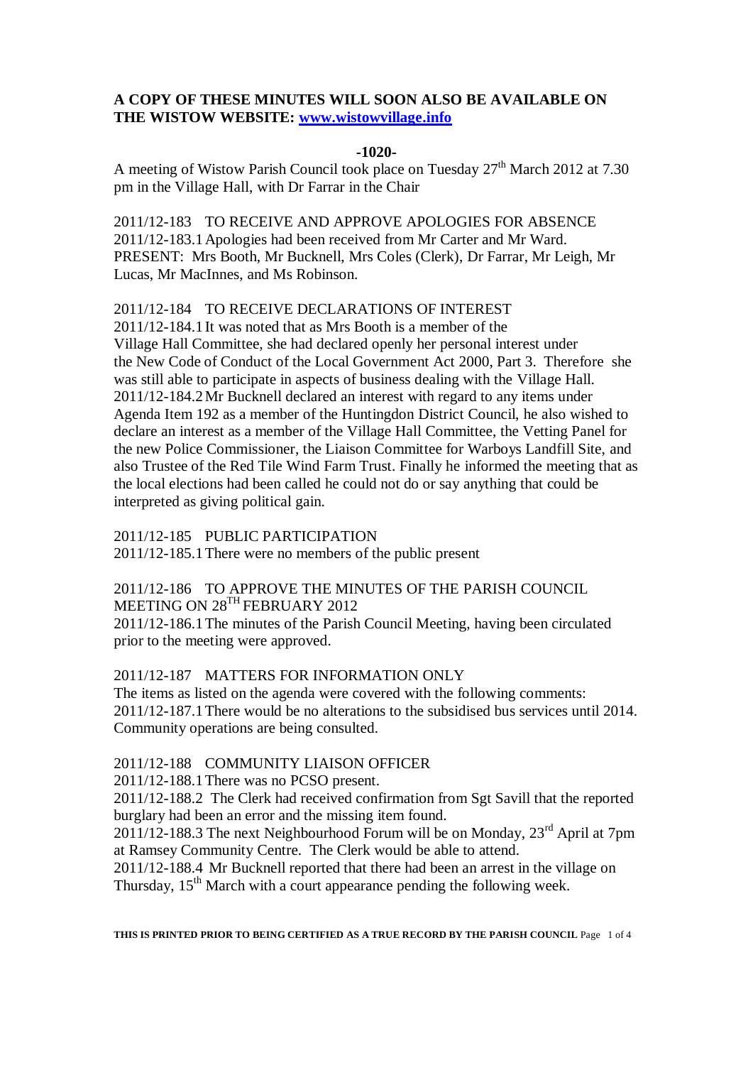**A COPY OF THESE MINUTES WILL SOON ALSO BE AVAILABLE ON THE WISTOW WEBSITE: [www.wistowvillage.info](www.wistowvillage.info)**

**-1020-**

A meeting of Wistow Parish Council took place on Tuesday 27th March 2012 at 7.30 pm in the Village Hall, with Dr Farrar in the Chair

2011/12-183 TO RECEIVE AND APPROVE APOLOGIES FOR ABSENCE
2011/12-183.1 Apologies had been received from Mr Carter and Mr Ward.
PRESENT: Mrs Booth, Mr Bucknell, Mrs Coles (Clerk), Dr Farrar, Mr Leigh, Mr Lucas, Mr MacInnes, and Ms Robinson.

2011/12-184 TO RECEIVE DECLARATIONS OF INTEREST
2011/12-184.1 It was noted that as Mrs Booth is a member of the Village Hall Committee, she had declared openly her personal interest under the New Code of Conduct of the Local Government Act 2000, Part 3. Therefore she was still able to participate in aspects of business dealing with the Village Hall.
2011/12-184.2 Mr Bucknell declared an interest with regard to any items under Agenda Item 192 as a member of the Huntingdon District Council, he also wished to declare an interest as a member of the Village Hall Committee, the Vetting Panel for the new Police Commissioner, the Liaison Committee for Warboys Landfill Site, and also Trustee of the Red Tile Wind Farm Trust. Finally he informed the meeting that as the local elections had been called he could not do or say anything that could be interpreted as giving political gain.

2011/12-185 PUBLIC PARTICIPATION
2011/12-185.1 There were no members of the public present

2011/12-186 TO APPROVE THE MINUTES OF THE PARISH COUNCIL MEETING ON 28TH FEBRUARY 2012
2011/12-186.1 The minutes of the Parish Council Meeting, having been circulated prior to the meeting were approved.

2011/12-187 MATTERS FOR INFORMATION ONLY
The items as listed on the agenda were covered with the following comments:
2011/12-187.1 There would be no alterations to the subsidised bus services until 2014. Community operations are being consulted.

2011/12-188 COMMUNITY LIAISON OFFICER
2011/12-188.1 There was no PCSO present.
2011/12-188.2 The Clerk had received confirmation from Sgt Savill that the reported burglary had been an error and the missing item found.
2011/12-188.3 The next Neighbourhood Forum will be on Monday, 23rd April at 7pm at Ramsey Community Centre. The Clerk would be able to attend.
2011/12-188.4 Mr Bucknell reported that there had been an arrest in the village on Thursday, 15th March with a court appearance pending the following week.

**THIS IS PRINTED PRIOR TO BEING CERTIFIED AS A TRUE RECORD BY THE PARISH COUNCIL**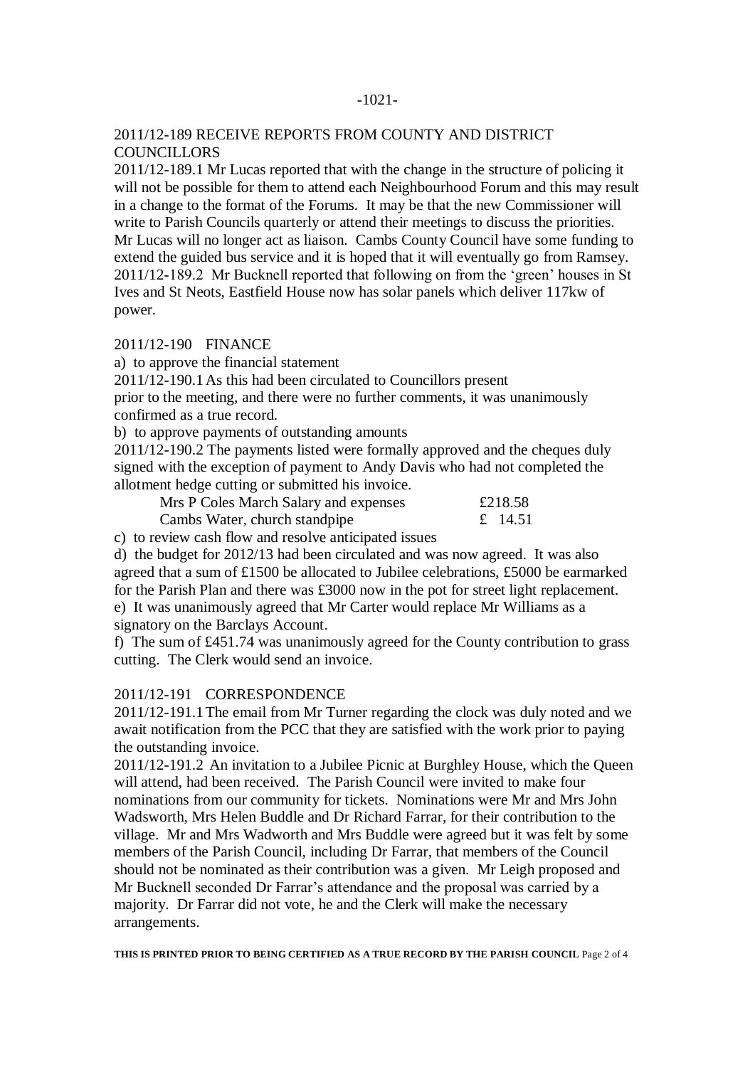## 2011/12-189 RECEIVE REPORTS FROM COUNTY AND DISTRICT COUNCILLORS

2011/12-189.1 Mr Lucas reported that with the change in the structure of policing it will not be possible for them to attend each Neighbourhood Forum and this may result in a change to the format of the Forums. It may be that the new Commissioner will write to Parish Councils quarterly or attend their meetings to discuss the priorities. Mr Lucas will no longer act as liaison. Cambs County Council have some funding to extend the guided bus service and it is hoped that it will eventually go from Ramsey.

2011/12-189.2 Mr Bucknell reported that following on from the 'green' houses in St Ives and St Neots, Eastfield House now has solar panels which deliver 117kw of power.

## 2011/12-190 FINANCE

a) to approve the financial statement

2011/12-190.1 As this had been circulated to Councillors present prior to the meeting, and there were no further comments, it was unanimously confirmed as a true record.

b) to approve payments of outstanding amounts

2011/12-190.2 The payments listed were formally approved and the cheques duly signed with the exception of payment to Andy Davis who had not completed the allotment hedge cutting or submitted his invoice.

| | |
|---|---|
| Mrs P Coles March Salary and expenses | £218.58 |
| Cambs Water, church standpipe | £ 14.51 |

c) to review cash flow and resolve anticipated issues

d) the budget for 2012/13 had been circulated and was now agreed. It was also agreed that a sum of £1500 be allocated to Jubilee celebrations, £5000 be earmarked for the Parish Plan and there was £3000 now in the pot for street light replacement.

e) It was unanimously agreed that Mr Carter would replace Mr Williams as a signatory on the Barclays Account.

f) The sum of £451.74 was unanimously agreed for the County contribution to grass cutting. The Clerk would send an invoice.

## 2011/12-191 CORRESPONDENCE

2011/12-191.1 The email from Mr Turner regarding the clock was duly noted and we await notification from the PCC that they are satisfied with the work prior to paying the outstanding invoice.

2011/12-191.2 An invitation to a Jubilee Picnic at Burghley House, which the Queen will attend, had been received. The Parish Council were invited to make four nominations from our community for tickets. Nominations were Mr and Mrs John Wadsworth, Mrs Helen Buddle and Dr Richard Farrar, for their contribution to the village. Mr and Mrs Wadworth and Mrs Buddle were agreed but it was felt by some members of the Parish Council, including Dr Farrar, that members of the Council should not be nominated as their contribution was a given. Mr Leigh proposed and Mr Bucknell seconded Dr Farrar's attendance and the proposal was carried by a majority. Dr Farrar did not vote, he and the Clerk will make the necessary arrangements.

**THIS IS PRINTED PRIOR TO BEING CERTIFIED AS A TRUE RECORD BY THE PARISH COUNCIL**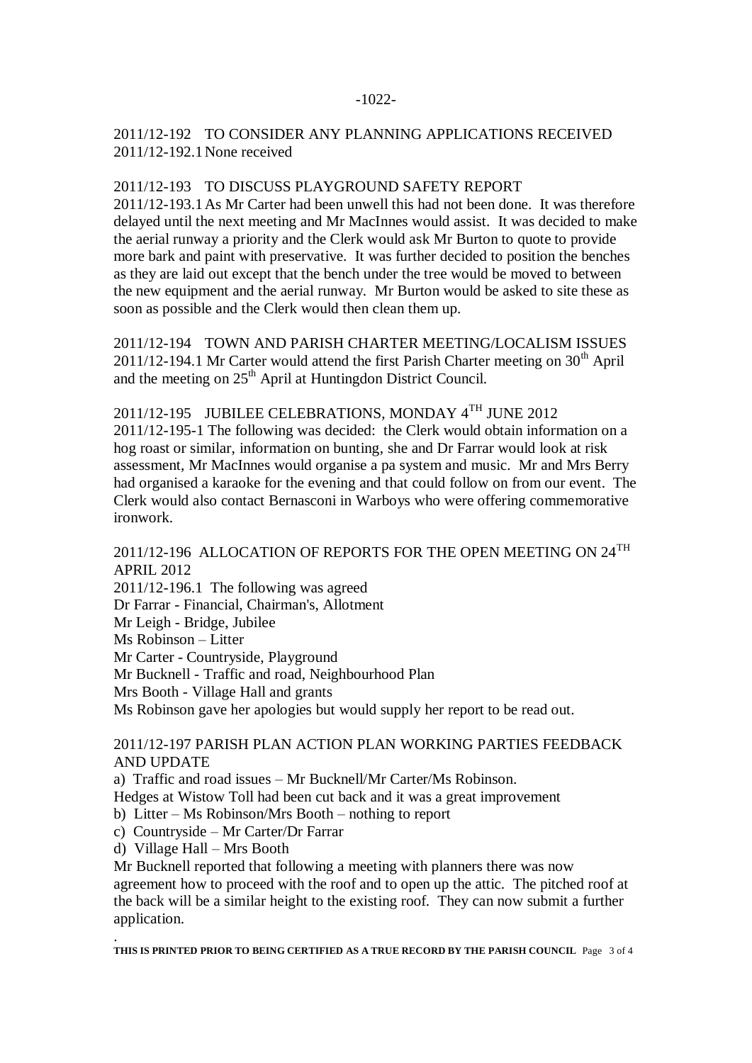2011/12-192 TO CONSIDER ANY PLANNING APPLICATIONS RECEIVED
2011/12-192.1 None received

2011/12-193 TO DISCUSS PLAYGROUND SAFETY REPORT
2011/12-193.1 As Mr Carter had been unwell this had not been done. It was therefore delayed until the next meeting and Mr MacInnes would assist. It was decided to make the aerial runway a priority and the Clerk would ask Mr Burton to quote to provide more bark and paint with preservative. It was further decided to position the benches as they are laid out except that the bench under the tree would be moved to between the new equipment and the aerial runway. Mr Burton would be asked to site these as soon as possible and the Clerk would then clean them up.

2011/12-194 TOWN AND PARISH CHARTER MEETING/LOCALISM ISSUES
2011/12-194.1 Mr Carter would attend the first Parish Charter meeting on 30th April and the meeting on 25th April at Huntingdon District Council.

2011/12-195 JUBILEE CELEBRATIONS, MONDAY 4TH JUNE 2012
2011/12-195-1 The following was decided: the Clerk would obtain information on a hog roast or similar, information on bunting, she and Dr Farrar would look at risk assessment, Mr MacInnes would organise a pa system and music. Mr and Mrs Berry had organised a karaoke for the evening and that could follow on from our event. The Clerk would also contact Bernasconi in Warboys who were offering commemorative ironwork.

2011/12-196 ALLOCATION OF REPORTS FOR THE OPEN MEETING ON 24TH APRIL 2012
2011/12-196.1 The following was agreed
Dr Farrar - Financial, Chairman's, Allotment
Mr Leigh - Bridge, Jubilee
Ms Robinson – Litter
Mr Carter - Countryside, Playground
Mr Bucknell - Traffic and road, Neighbourhood Plan
Mrs Booth - Village Hall and grants
Ms Robinson gave her apologies but would supply her report to be read out.

2011/12-197 PARISH PLAN ACTION PLAN WORKING PARTIES FEEDBACK AND UPDATE
a) Traffic and road issues – Mr Bucknell/Mr Carter/Ms Robinson.
Hedges at Wistow Toll had been cut back and it was a great improvement
b) Litter – Ms Robinson/Mrs Booth – nothing to report
c) Countryside – Mr Carter/Dr Farrar
d) Village Hall – Mrs Booth
Mr Bucknell reported that following a meeting with planners there was now agreement how to proceed with the roof and to open up the attic. The pitched roof at the back will be a similar height to the existing roof. They can now submit a further application.

**THIS IS PRINTED PRIOR TO BEING CERTIFIED AS A TRUE RECORD BY THE PARISH COUNCIL**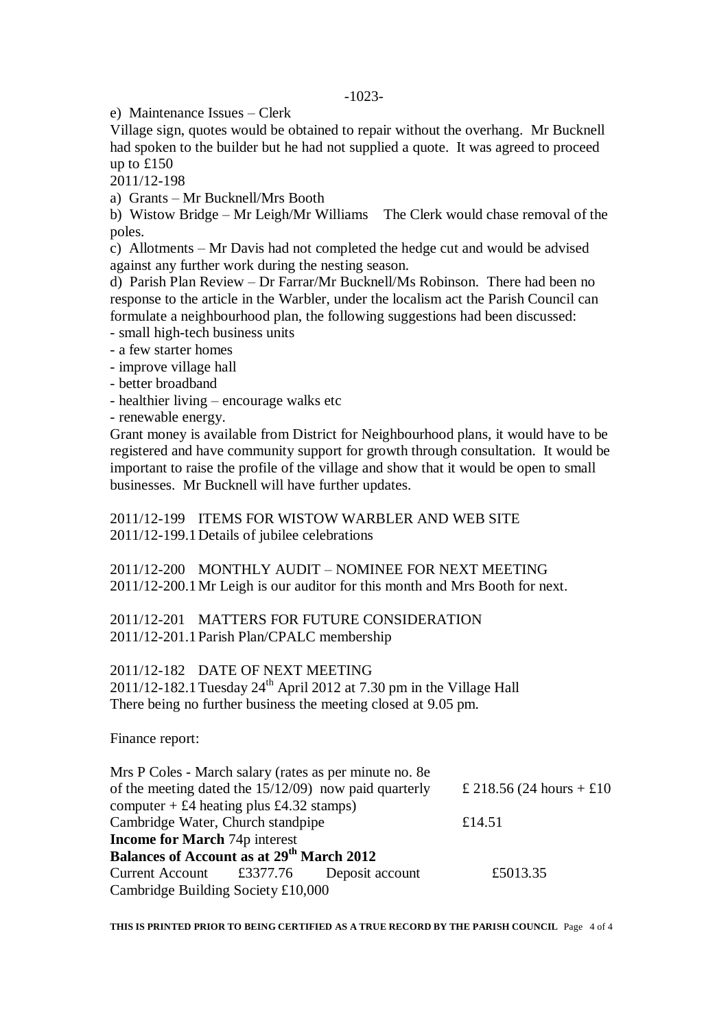-1023-

e) Maintenance Issues – Clerk

Village sign, quotes would be obtained to repair without the overhang. Mr Bucknell had spoken to the builder but he had not supplied a quote. It was agreed to proceed up to £150

2011/12-198

a) Grants – Mr Bucknell/Mrs Booth

b) Wistow Bridge – Mr Leigh/Mr Williams The Clerk would chase removal of the poles.

c) Allotments – Mr Davis had not completed the hedge cut and would be advised against any further work during the nesting season.

d) Parish Plan Review – Dr Farrar/Mr Bucknell/Ms Robinson. There had been no response to the article in the Warbler, under the localism act the Parish Council can formulate a neighbourhood plan, the following suggestions had been discussed:

- small high-tech business units
- a few starter homes
- improve village hall
- better broadband
- healthier living – encourage walks etc
- renewable energy.

Grant money is available from District for Neighbourhood plans, it would have to be registered and have community support for growth through consultation. It would be important to raise the profile of the village and show that it would be open to small businesses. Mr Bucknell will have further updates.

2011/12-199 ITEMS FOR WISTOW WARBLER AND WEB SITE

2011/12-199.1 Details of jubilee celebrations

2011/12-200 MONTHLY AUDIT – NOMINEE FOR NEXT MEETING

2011/12-200.1 Mr Leigh is our auditor for this month and Mrs Booth for next.

2011/12-201 MATTERS FOR FUTURE CONSIDERATION

2011/12-201.1 Parish Plan/CPALC membership

2011/12-182 DATE OF NEXT MEETING

2011/12-182.1 Tuesday 24th April 2012 at 7.30 pm in the Village Hall

There being no further business the meeting closed at 9.05 pm.

Finance report:

Mrs P Coles - March salary (rates as per minute no. 8e of the meeting dated the 15/12/09) now paid quarterly computer + £4 heating plus £4.32 stamps) £ 218.56 (24 hours + £10

Cambridge Water, Church standpipe £14.51

**Income for March** 74p interest

**Balances of Account as at 29th March 2012**

Current Account £3377.76 Deposit account £5013.35

Cambridge Building Society £10,000

**THIS IS PRINTED PRIOR TO BEING CERTIFIED AS A TRUE RECORD BY THE PARISH COUNCIL**